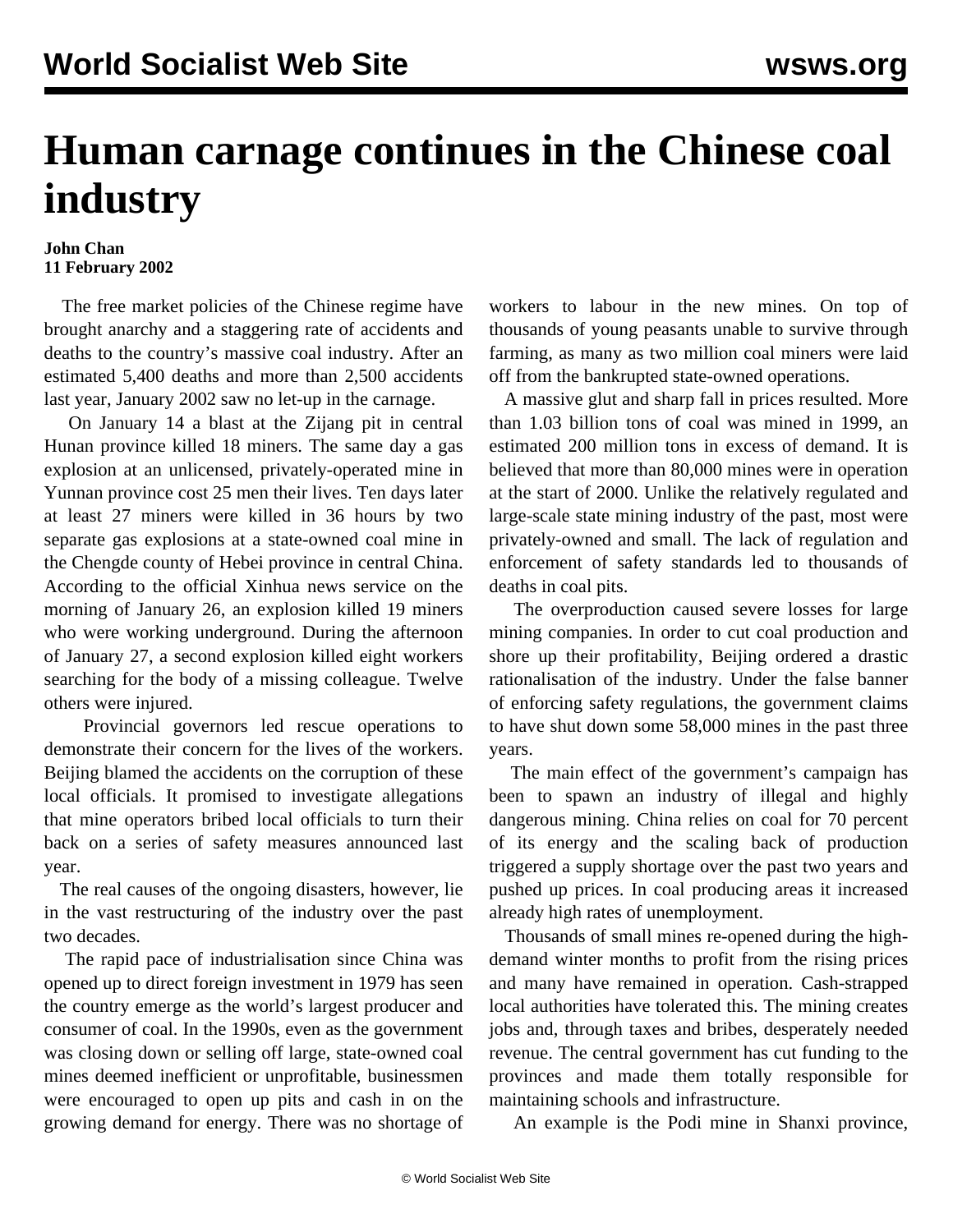# Human carnage continues in the Chinese coal industry

**John Chan**
**11 February 2002**

The free market policies of the Chinese regime have brought anarchy and a staggering rate of accidents and deaths to the country's massive coal industry. After an estimated 5,400 deaths and more than 2,500 accidents last year, January 2002 saw no let-up in the carnage.

On January 14 a blast at the Zijang pit in central Hunan province killed 18 miners. The same day a gas explosion at an unlicensed, privately-operated mine in Yunnan province cost 25 men their lives. Ten days later at least 27 miners were killed in 36 hours by two separate gas explosions at a state-owned coal mine in the Chengde county of Hebei province in central China. According to the official Xinhua news service on the morning of January 26, an explosion killed 19 miners who were working underground. During the afternoon of January 27, a second explosion killed eight workers searching for the body of a missing colleague. Twelve others were injured.

Provincial governors led rescue operations to demonstrate their concern for the lives of the workers. Beijing blamed the accidents on the corruption of these local officials. It promised to investigate allegations that mine operators bribed local officials to turn their back on a series of safety measures announced last year.

The real causes of the ongoing disasters, however, lie in the vast restructuring of the industry over the past two decades.

The rapid pace of industrialisation since China was opened up to direct foreign investment in 1979 has seen the country emerge as the world's largest producer and consumer of coal. In the 1990s, even as the government was closing down or selling off large, state-owned coal mines deemed inefficient or unprofitable, businessmen were encouraged to open up pits and cash in on the growing demand for energy. There was no shortage of workers to labour in the new mines. On top of thousands of young peasants unable to survive through farming, as many as two million coal miners were laid off from the bankrupted state-owned operations.

A massive glut and sharp fall in prices resulted. More than 1.03 billion tons of coal was mined in 1999, an estimated 200 million tons in excess of demand. It is believed that more than 80,000 mines were in operation at the start of 2000. Unlike the relatively regulated and large-scale state mining industry of the past, most were privately-owned and small. The lack of regulation and enforcement of safety standards led to thousands of deaths in coal pits.

The overproduction caused severe losses for large mining companies. In order to cut coal production and shore up their profitability, Beijing ordered a drastic rationalisation of the industry. Under the false banner of enforcing safety regulations, the government claims to have shut down some 58,000 mines in the past three years.

The main effect of the government's campaign has been to spawn an industry of illegal and highly dangerous mining. China relies on coal for 70 percent of its energy and the scaling back of production triggered a supply shortage over the past two years and pushed up prices. In coal producing areas it increased already high rates of unemployment.

Thousands of small mines re-opened during the high-demand winter months to profit from the rising prices and many have remained in operation. Cash-strapped local authorities have tolerated this. The mining creates jobs and, through taxes and bribes, desperately needed revenue. The central government has cut funding to the provinces and made them totally responsible for maintaining schools and infrastructure.

An example is the Podi mine in Shanxi province,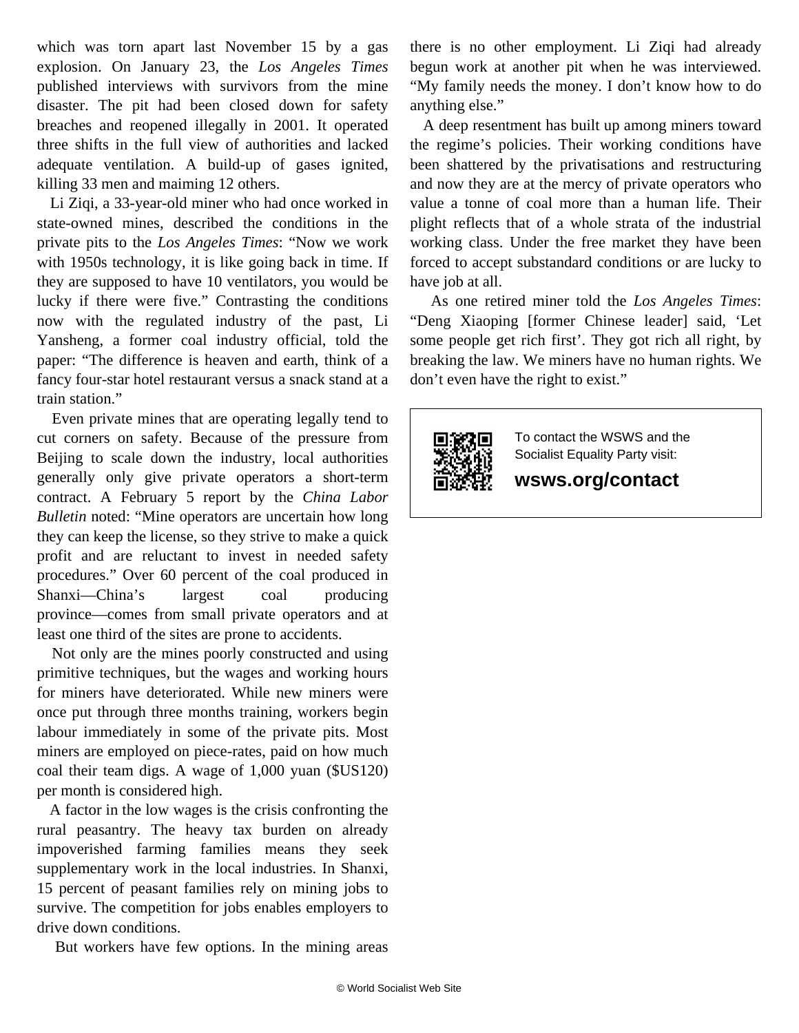which was torn apart last November 15 by a gas explosion. On January 23, the *Los Angeles Times* published interviews with survivors from the mine disaster. The pit had been closed down for safety breaches and reopened illegally in 2001. It operated three shifts in the full view of authorities and lacked adequate ventilation. A build-up of gases ignited, killing 33 men and maiming 12 others.

Li Ziqi, a 33-year-old miner who had once worked in state-owned mines, described the conditions in the private pits to the *Los Angeles Times*: "Now we work with 1950s technology, it is like going back in time. If they are supposed to have 10 ventilators, you would be lucky if there were five." Contrasting the conditions now with the regulated industry of the past, Li Yansheng, a former coal industry official, told the paper: "The difference is heaven and earth, think of a fancy four-star hotel restaurant versus a snack stand at a train station."

Even private mines that are operating legally tend to cut corners on safety. Because of the pressure from Beijing to scale down the industry, local authorities generally only give private operators a short-term contract. A February 5 report by the *China Labor Bulletin* noted: "Mine operators are uncertain how long they can keep the license, so they strive to make a quick profit and are reluctant to invest in needed safety procedures." Over 60 percent of the coal produced in Shanxi—China's largest coal producing province—comes from small private operators and at least one third of the sites are prone to accidents.

Not only are the mines poorly constructed and using primitive techniques, but the wages and working hours for miners have deteriorated. While new miners were once put through three months training, workers begin labour immediately in some of the private pits. Most miners are employed on piece-rates, paid on how much coal their team digs. A wage of 1,000 yuan ($US120) per month is considered high.

A factor in the low wages is the crisis confronting the rural peasantry. The heavy tax burden on already impoverished farming families means they seek supplementary work in the local industries. In Shanxi, 15 percent of peasant families rely on mining jobs to survive. The competition for jobs enables employers to drive down conditions.

But workers have few options. In the mining areas there is no other employment. Li Ziqi had already begun work at another pit when he was interviewed. "My family needs the money. I don't know how to do anything else."

A deep resentment has built up among miners toward the regime's policies. Their working conditions have been shattered by the privatisations and restructuring and now they are at the mercy of private operators who value a tonne of coal more than a human life. Their plight reflects that of a whole strata of the industrial working class. Under the free market they have been forced to accept substandard conditions or are lucky to have job at all.

As one retired miner told the *Los Angeles Times*: "Deng Xiaoping [former Chinese leader] said, 'Let some people get rich first'. They got rich all right, by breaking the law. We miners have no human rights. We don't even have the right to exist."

To contact the WSWS and the Socialist Equality Party visit:

**wsws.org/contact**